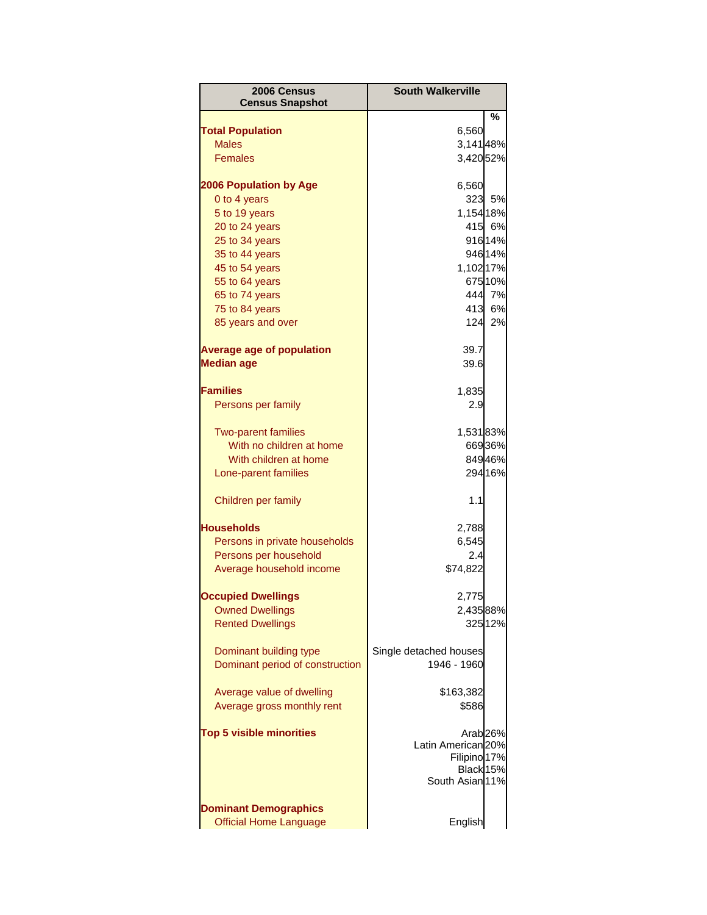| 2006 Census<br>Census Snapshot | South Walkerville | |
|---|---|---|
| | | % |
| **Total Population** | 6,560 | |
| Males | 3,141 | 48% |
| Females | 3,420 | 52% |
| | | |
| **2006 Population by Age** | 6,560 | |
| 0 to 4 years | 323 | 5% |
| 5 to 19 years | 1,154 | 18% |
| 20 to 24 years | 415 | 6% |
| 25 to 34 years | 916 | 14% |
| 35 to 44 years | 946 | 14% |
| 45 to 54 years | 1,102 | 17% |
| 55 to 64 years | 675 | 10% |
| 65 to 74 years | 444 | 7% |
| 75 to 84 years | 413 | 6% |
| 85 years and over | 124 | 2% |
| | | |
| **Average age of population** | 39.7 | |
| **Median age** | 39.6 | |
| | | |
| **Families** | 1,835 | |
| Persons per family | 2.9 | |
| | | |
| Two-parent families | 1,531 | 83% |
| With no children at home | 669 | 36% |
| With children at home | 849 | 46% |
| Lone-parent families | 294 | 16% |
| | | |
| Children per family | 1.1 | |
| | | |
| **Households** | 2,788 | |
| Persons in private households | 6,545 | |
| Persons per household | 2.4 | |
| Average household income | $74,822 | |
| | | |
| **Occupied Dwellings** | 2,775 | |
| Owned Dwellings | 2,435 | 88% |
| Rented Dwellings | 325 | 12% |
| | | |
| Dominant building type | Single detached houses | |
| Dominant period of construction | 1946 - 1960 | |
| | | |
| Average value of dwelling | $163,382 | |
| Average gross monthly rent | $586 | |
| | | |
| **Top 5 visible minorities** | Arab | 26% |
| | Latin American | 20% |
| | Filipino | 17% |
| | Black | 15% |
| | South Asian | 11% |
| | | |
| **Dominant Demographics** | | |
| Official Home Language | English | |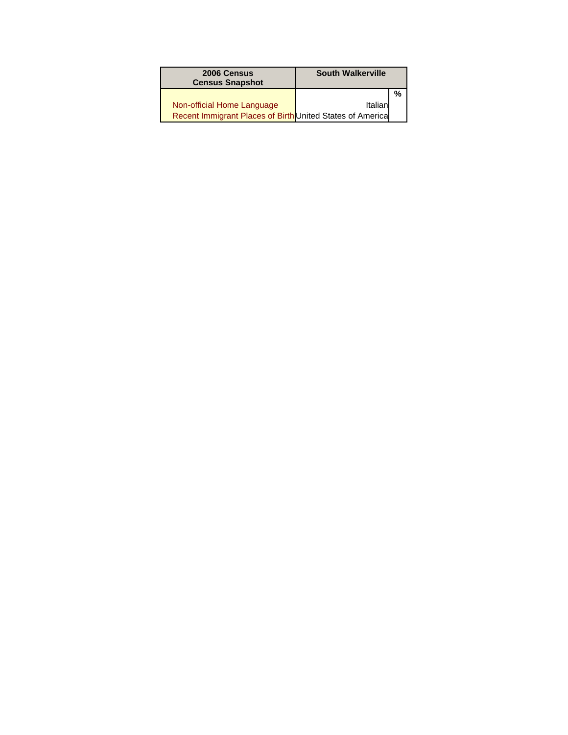| 2006 Census<br>Census Snapshot | South Walkerville | |
|---|---|---|
| | | % |
| Non-official Home Language | Italian | |
| Recent Immigrant Places of Birth | United States of America | |